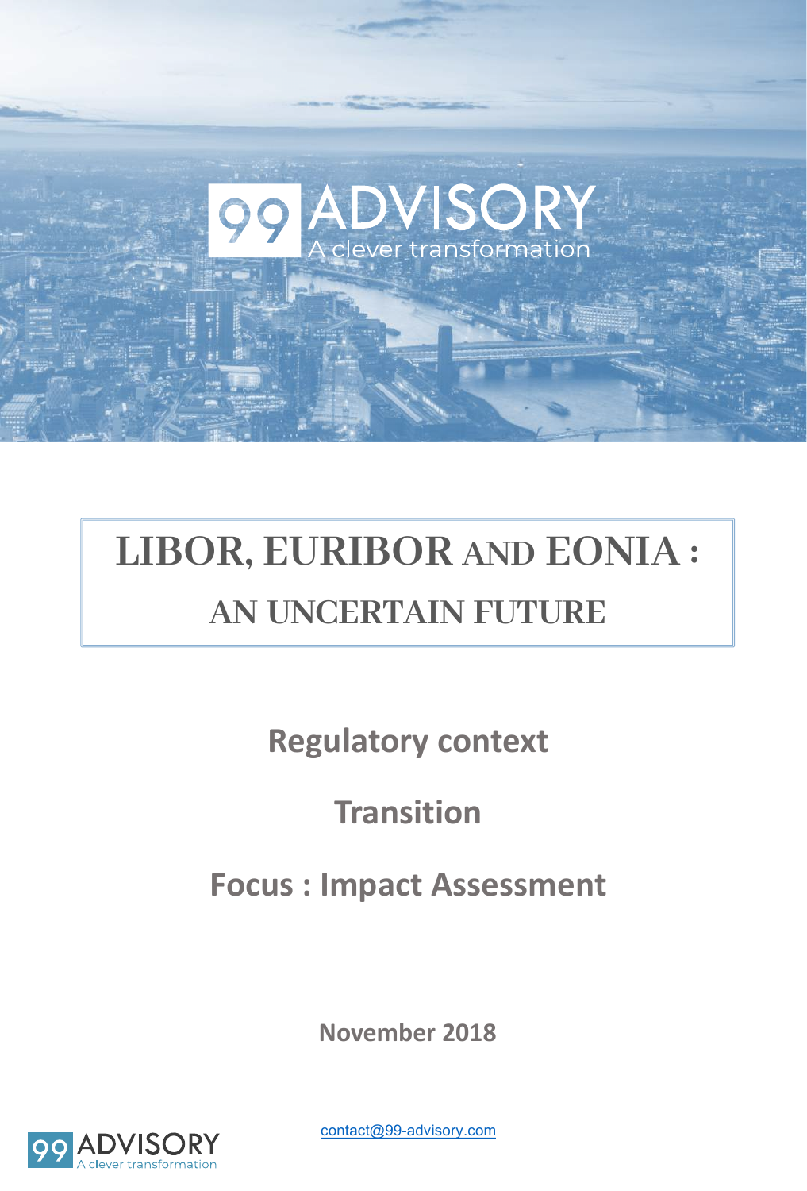# LIBOR, EURIBOR AND EONIA : AN UNCERTAIN FUTURE

**Regulatory context**

**Transition**

**Focus : Impact Assessment**

**November 2018**

contact@99-advisory.com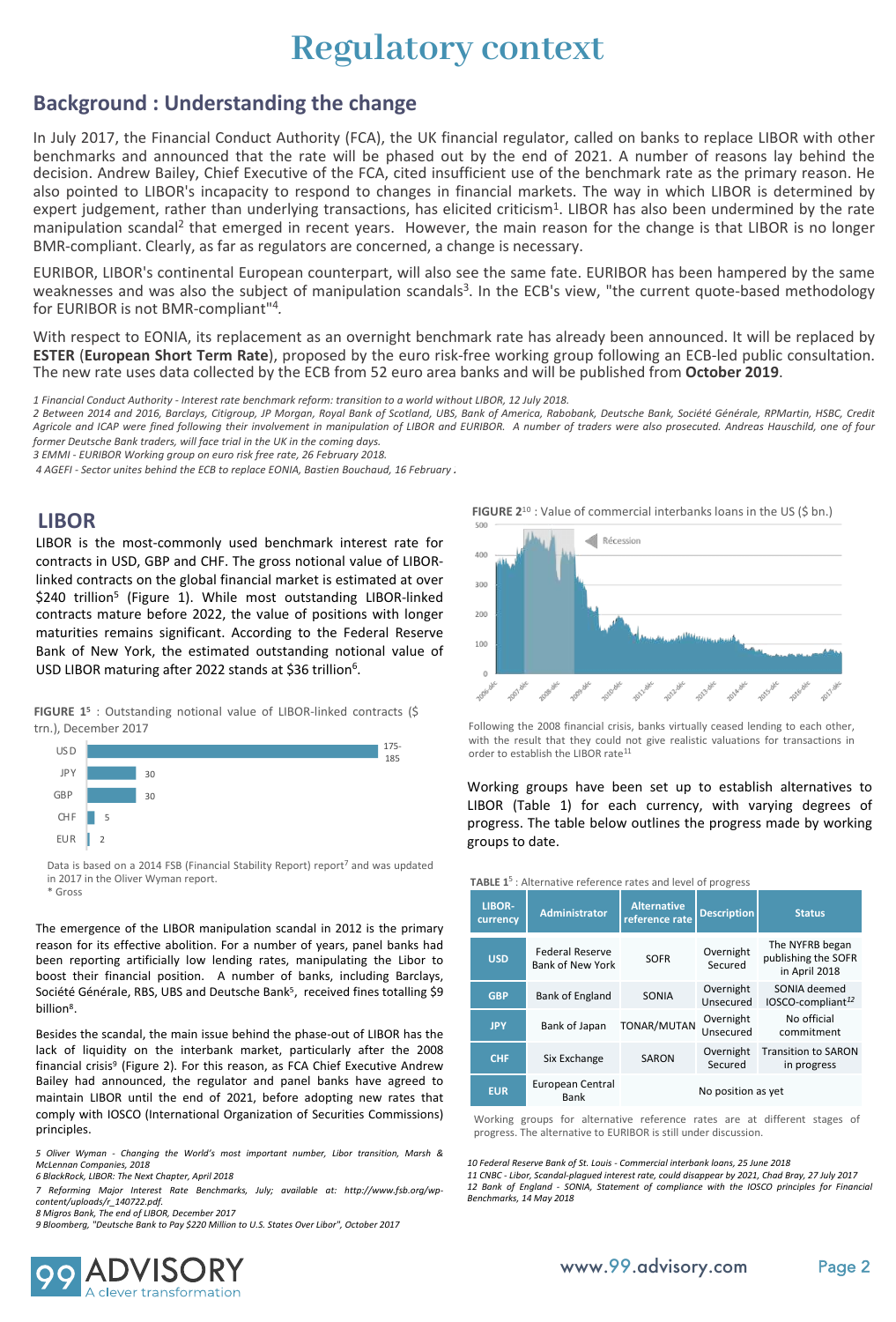# Regulatory context

## Background : Understanding the change

In July 2017, the Financial Conduct Authority (FCA), the UK financial regulator, called on banks to replace LIBOR with other benchmarks and announced that the rate will be phased out by the end of 2021. A number of reasons lay behind the decision. Andrew Bailey, Chief Executive of the FCA, cited insufficient use of the benchmark rate as the primary reason. He also pointed to LIBOR's incapacity to respond to changes in financial markets. The way in which LIBOR is determined by expert judgement, rather than underlying transactions, has elicited criticism[1]. LIBOR has also been undermined by the rate manipulation scandal[2] that emerged in recent years. However, the main reason for the change is that LIBOR is no longer BMR-compliant. Clearly, as far as regulators are concerned, a change is necessary.

EURIBOR, LIBOR's continental European counterpart, will also see the same fate. EURIBOR has been hampered by the same weaknesses and was also the subject of manipulation scandals[3]. In the ECB's view, "the current quote-based methodology for EURIBOR is not BMR-compliant"[4].

With respect to EONIA, its replacement as an overnight benchmark rate has already been announced. It will be replaced by **ESTER** (**European Short Term Rate**), proposed by the euro risk-free working group following an ECB-led public consultation. The new rate uses data collected by the ECB from 52 euro area banks and will be published from **October 2019**.

*1 Financial Conduct Authority - Interest rate benchmark reform: transition to a world without LIBOR, 12 July 2018.*
*2 Between 2014 and 2016, Barclays, Citigroup, JP Morgan, Royal Bank of Scotland, UBS, Bank of America, Rabobank, Deutsche Bank, Société Générale, RPMartin, HSBC, Credit Agricole and ICAP were fined following their involvement in manipulation of LIBOR and EURIBOR. A number of traders were also prosecuted. Andreas Hauschild, one of four former Deutsche Bank traders, will face trial in the UK in the coming days.*
*3 EMMI - EURIBOR Working group on euro risk free rate, 26 February 2018.*
*4 AGEFI - Sector unites behind the ECB to replace EONIA, Bastien Bouchaud, 16 February .*

## LIBOR

LIBOR is the most-commonly used benchmark interest rate for contracts in USD, GBP and CHF. The gross notional value of LIBOR-linked contracts on the global financial market is estimated at over $240 trillion[5] (Figure 1). While most outstanding LIBOR-linked contracts mature before 2022, the value of positions with longer maturities remains significant. According to the Federal Reserve Bank of New York, the estimated outstanding notional value of USD LIBOR maturing after 2022 stands at $36 trillion[6].

**FIGURE 1**[5] : Outstanding notional value of LIBOR-linked contracts ($ trn.), December 2017

| Currency | Value |
|---|---|
| USD | 175-185 |
| JPY | 30 |
| GBP | 30 |
| CHF | 5 |
| EUR | 2 |

Data is based on a 2014 FSB (Financial Stability Report) report[7] and was updated in 2017 in the Oliver Wyman report.
\* Gross

The emergence of the LIBOR manipulation scandal in 2012 is the primary reason for its effective abolition. For a number of years, panel banks had been reporting artificially low lending rates, manipulating the Libor to boost their financial position. A number of banks, including Barclays, Société Générale, RBS, UBS and Deutsche Bank[5], received fines totalling $9 billion[8].

Besides the scandal, the main issue behind the phase-out of LIBOR has the lack of liquidity on the interbank market, particularly after the 2008 financial crisis[9] (Figure 2). For this reason, as FCA Chief Executive Andrew Bailey had announced, the regulator and panel banks have agreed to maintain LIBOR until the end of 2021, before adopting new rates that comply with IOSCO (International Organization of Securities Commissions) principles.

*5 Oliver Wyman - Changing the World's most important number, Libor transition, Marsh & McLennan Companies, 2018*
*6 BlackRock, LIBOR: The Next Chapter, April 2018*
*7 Reforming Major Interest Rate Benchmarks, July; available at: http://www.fsb.org/wp-content/uploads/r_140722.pdf.*
*8 Migros Bank, The end of LIBOR, December 2017*
*9 Bloomberg, "Deutsche Bank to Pay $220 Million to U.S. States Over Libor", October 2017*

**FIGURE 2**[10] : Value of commercial interbanks loans in the US ($ bn.)

Following the 2008 financial crisis, banks virtually ceased lending to each other, with the result that they could not give realistic valuations for transactions in order to establish the LIBOR rate[11]

Working groups have been set up to establish alternatives to LIBOR (Table 1) for each currency, with varying degrees of progress. The table below outlines the progress made by working groups to date.

**TABLE 1**[5] : Alternative reference rates and level of progress

| LIBOR-currency | Administrator | Alternative reference rate | Description | Status |
|---|---|---|---|---|
| USD | Federal Reserve Bank of New York | SOFR | Overnight Secured | The NYFRB began publishing the SOFR in April 2018 |
| GBP | Bank of England | SONIA | Overnight Unsecured | SONIA deemed IOSCO-compliant[12] |
| JPY | Bank of Japan | TONAR/MUTAN | Overnight Unsecured | No official commitment |
| CHF | Six Exchange | SARON | Overnight Secured | Transition to SARON in progress |
| EUR | European Central Bank | No position as yet | | |

Working groups for alternative reference rates are at different stages of progress. The alternative to EURIBOR is still under discussion.

*10 Federal Reserve Bank of St. Louis - Commercial interbank loans, 25 June 2018*
*11 CNBC - Libor, Scandal-plagued interest rate, could disappear by 2021, Chad Bray, 27 July 2017*
*12 Bank of England - SONIA, Statement of compliance with the IOSCO principles for Financial Benchmarks, 14 May 2018*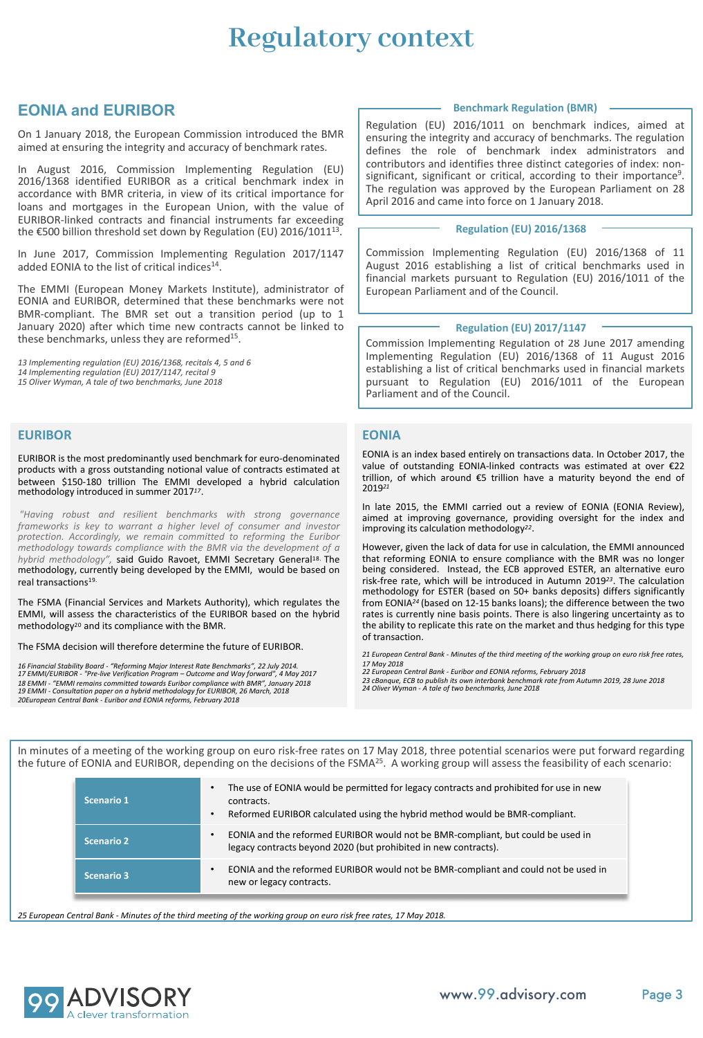# Regulatory context

## EONIA and EURIBOR

On 1 January 2018, the European Commission introduced the BMR aimed at ensuring the integrity and accuracy of benchmark rates.

In August 2016, Commission Implementing Regulation (EU) 2016/1368 identified EURIBOR as a critical benchmark index in accordance with BMR criteria, in view of its critical importance for loans and mortgages in the European Union, with the value of EURIBOR-linked contracts and financial instruments far exceeding the €500 billion threshold set down by Regulation (EU) 2016/1011[13].

In June 2017, Commission Implementing Regulation 2017/1147 added EONIA to the list of critical indices[14].

The EMMI (European Money Markets Institute), administrator of EONIA and EURIBOR, determined that these benchmarks were not BMR-compliant. The BMR set out a transition period (up to 1 January 2020) after which time new contracts cannot be linked to these benchmarks, unless they are reformed[15].

*13 Implementing regulation (EU) 2016/1368, recitals 4, 5 and 6*
*14 Implementing regulation (EU) 2017/1147, recital 9*
*15 Oliver Wyman, A tale of two benchmarks, June 2018*

### Benchmark Regulation (BMR)

Regulation (EU) 2016/1011 on benchmark indices, aimed at ensuring the integrity and accuracy of benchmarks. The regulation defines the role of benchmark index administrators and contributors and identifies three distinct categories of index: non-significant, significant or critical, according to their importance[9]. The regulation was approved by the European Parliament on 28 April 2016 and came into force on 1 January 2018.

### Regulation (EU) 2016/1368

Commission Implementing Regulation (EU) 2016/1368 of 11 August 2016 establishing a list of critical benchmarks used in financial markets pursuant to Regulation (EU) 2016/1011 of the European Parliament and of the Council.

### Regulation (EU) 2017/1147

Commission Implementing Regulation of 28 June 2017 amending Implementing Regulation (EU) 2016/1368 of 11 August 2016 establishing a list of critical benchmarks used in financial markets pursuant to Regulation (EU) 2016/1011 of the European Parliament and of the Council.

## EURIBOR

EURIBOR is the most predominantly used benchmark for euro-denominated products with a gross outstanding notional value of contracts estimated at between $150-180 trillion The EMMI developed a hybrid calculation methodology introduced in summer 2017[17].

*"Having robust and resilient benchmarks with strong governance frameworks is key to warrant a higher level of consumer and investor protection. Accordingly, we remain committed to reforming the Euribor methodology towards compliance with the BMR via the development of a hybrid methodology",* said Guido Ravoet, EMMI Secretary General[18]. The methodology, currently being developed by the EMMI, would be based on real transactions[19].

The FSMA (Financial Services and Markets Authority), which regulates the EMMI, will assess the characteristics of the EURIBOR based on the hybrid methodology[20] and its compliance with the BMR.

The FSMA decision will therefore determine the future of EURIBOR.

*16 Financial Stability Board - "Reforming Major Interest Rate Benchmarks", 22 July 2014.*
*17 EMMI/EURIBOR - "Pre-live Verification Program – Outcome and Way forward", 4 May 2017*
*18 EMMI - "EMMI remains committed towards Euribor compliance with BMR", January 2018*
*19 EMMI - Consultation paper on a hybrid methodology for EURIBOR, 26 March, 2018*
*20European Central Bank - Euribor and EONIA reforms, February 2018*

## EONIA

EONIA is an index based entirely on transactions data. In October 2017, the value of outstanding EONIA-linked contracts was estimated at over €22 trillion, of which around €5 trillion have a maturity beyond the end of 2019[21]

In late 2015, the EMMI carried out a review of EONIA (EONIA Review), aimed at improving governance, providing oversight for the index and improving its calculation methodology[22].

However, given the lack of data for use in calculation, the EMMI announced that reforming EONIA to ensure compliance with the BMR was no longer being considered. Instead, the ECB approved ESTER, an alternative euro risk-free rate, which will be introduced in Autumn 2019[23]. The calculation methodology for ESTER (based on 50+ banks deposits) differs significantly from EONIA[24] (based on 12-15 banks loans); the difference between the two rates is currently nine basis points. There is also lingering uncertainty as to the ability to replicate this rate on the market and thus hedging for this type of transaction.

*21 European Central Bank - Minutes of the third meeting of the working group on euro risk free rates, 17 May 2018*
*22 European Central Bank - Euribor and EONIA reforms, February 2018*
*23 cBanque, ECB to publish its own interbank benchmark rate from Autumn 2019, 28 June 2018*
*24 Oliver Wyman - A tale of two benchmarks, June 2018*

In minutes of a meeting of the working group on euro risk-free rates on 17 May 2018, three potential scenarios were put forward regarding the future of EONIA and EURIBOR, depending on the decisions of the FSMA[25]. A working group will assess the feasibility of each scenario:

| Scenario | Description |
| --- | --- |
| **Scenario 1** | • The use of EONIA would be permitted for legacy contracts and prohibited for use in new contracts. • Reformed EURIBOR calculated using the hybrid method would be BMR-compliant. |
| **Scenario 2** | • EONIA and the reformed EURIBOR would not be BMR-compliant, but could be used in legacy contracts beyond 2020 (but prohibited in new contracts). |
| **Scenario 3** | • EONIA and the reformed EURIBOR would not be BMR-compliant and could not be used in new or legacy contracts. |

*25 European Central Bank - Minutes of the third meeting of the working group on euro risk free rates, 17 May 2018.*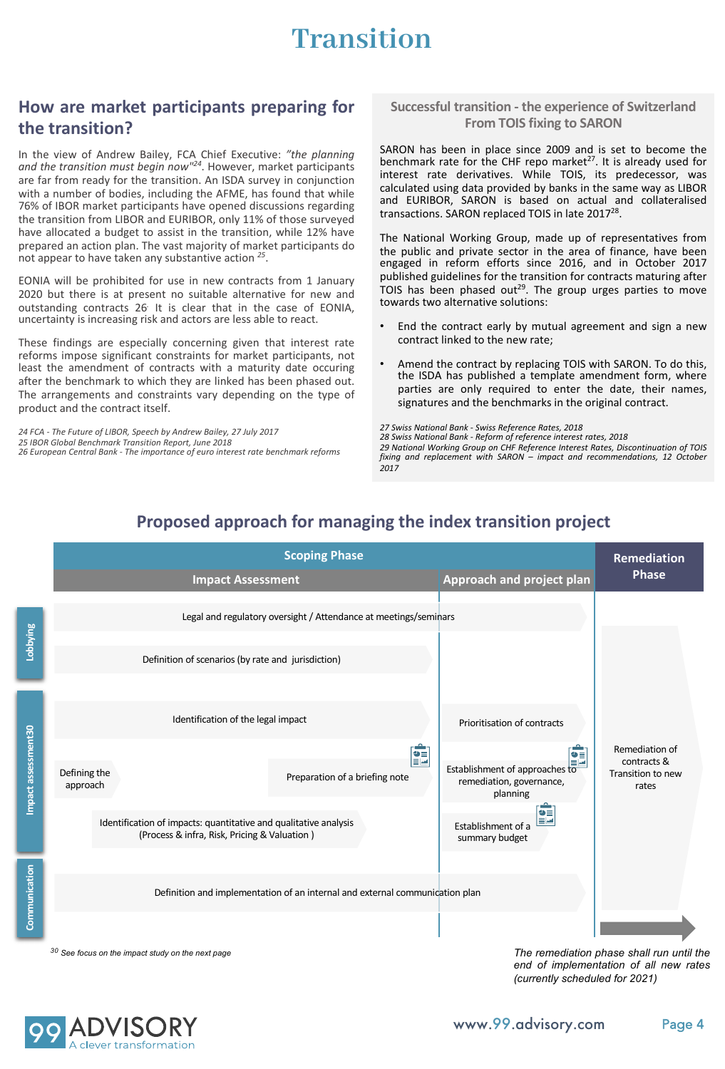# Transition

## How are market participants preparing for the transition?

In the view of Andrew Bailey, FCA Chief Executive: *"the planning and the transition must begin now"*[24]. However, market participants are far from ready for the transition. An ISDA survey in conjunction with a number of bodies, including the AFME, has found that while 76% of IBOR market participants have opened discussions regarding the transition from LIBOR and EURIBOR, only 11% of those surveyed have allocated a budget to assist in the transition, while 12% have prepared an action plan. The vast majority of market participants do not appear to have taken any substantive action [25].

EONIA will be prohibited for use in new contracts from 1 January 2020 but there is at present no suitable alternative for new and outstanding contracts 26. It is clear that in the case of EONIA, uncertainty is increasing risk and actors are less able to react.

These findings are especially concerning given that interest rate reforms impose significant constraints for market participants, not least the amendment of contracts with a maturity date occuring after the benchmark to which they are linked has been phased out. The arrangements and constraints vary depending on the type of product and the contract itself.

*24 FCA - The Future of LIBOR, Speech by Andrew Bailey, 27 July 2017*
*25 IBOR Global Benchmark Transition Report, June 2018*
*26 European Central Bank - The importance of euro interest rate benchmark reforms*

### Successful transition - the experience of Switzerland From TOIS fixing to SARON

SARON has been in place since 2009 and is set to become the benchmark rate for the CHF repo market[27]. It is already used for interest rate derivatives. While TOIS, its predecessor, was calculated using data provided by banks in the same way as LIBOR and EURIBOR, SARON is based on actual and collateralised transactions. SARON replaced TOIS in late 2017[28].

The National Working Group, made up of representatives from the public and private sector in the area of finance, have been engaged in reform efforts since 2016, and in October 2017 published guidelines for the transition for contracts maturing after TOIS has been phased out[29]. The group urges parties to move towards two alternative solutions:

- End the contract early by mutual agreement and sign a new contract linked to the new rate;
- Amend the contract by replacing TOIS with SARON. To do this, the ISDA has published a template amendment form, where parties are only required to enter the date, their names, signatures and the benchmarks in the original contract.

*27 Swiss National Bank - Swiss Reference Rates, 2018*
*28 Swiss National Bank - Reform of reference interest rates, 2018*
*29 National Working Group on CHF Reference Interest Rates, Discontinuation of TOIS fixing and replacement with SARON – impact and recommendations, 12 October 2017*

## Proposed approach for managing the index transition project

| | Scoping Phase – Impact Assessment | Scoping Phase – Approach and project plan | Remediation Phase |
|---|---|---|---|
| **Lobbying** | Legal and regulatory oversight / Attendance at meetings/seminars | Legal and regulatory oversight / Attendance at meetings/seminars (continued) | Remediation of contracts & Transition to new rates |
| | Definition of scenarios (by rate and jurisdiction) | | |
| **Impact assessment**[30] | Identification of the legal impact | Prioritisation of contracts | |
| | Defining the approach → Preparation of a briefing note | Establishment of approaches to remediation, governance, planning | |
| | Identification of impacts: quantitative and qualitative analysis (Process & infra, Risk, Pricing & Valuation ) | Establishment of a summary budget | |
| **Communication** | Definition and implementation of an internal and external communication plan | Definition and implementation of an internal and external communication plan (continued) | |

[30] *See focus on the impact study on the next page*

*The remediation phase shall run until the end of implementation of all new rates (currently scheduled for 2021)*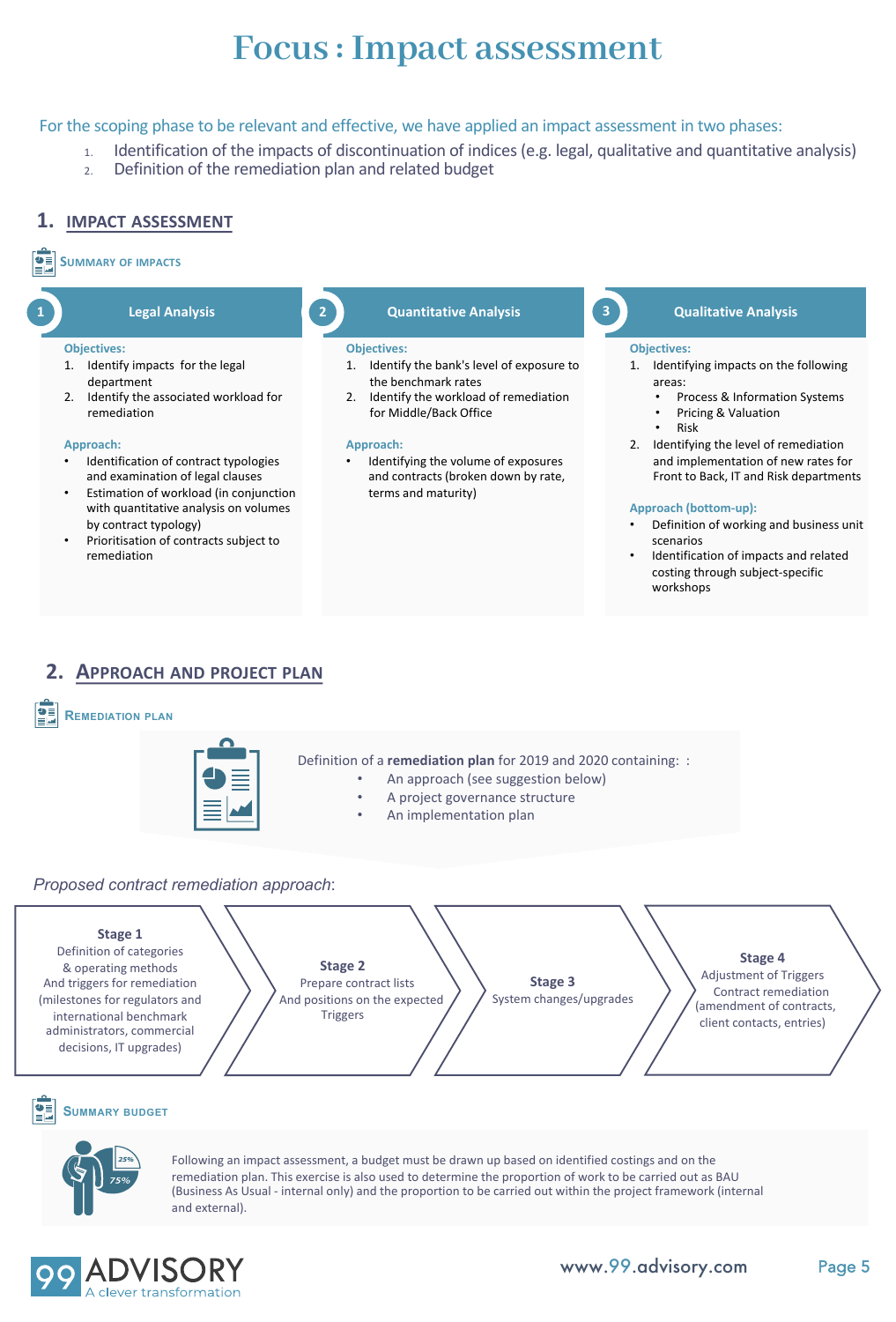# Focus : Impact assessment

For the scoping phase to be relevant and effective, we have applied an impact assessment in two phases:

1. Identification of the impacts of discontinuation of indices (e.g. legal, qualitative and quantitative analysis)
2. Definition of the remediation plan and related budget

## 1. IMPACT ASSESSMENT

### Summary of impacts

#### 1 Legal Analysis

**Objectives:**

1. Identify impacts for the legal department
2. Identify the associated workload for remediation

**Approach:**

- Identification of contract typologies and examination of legal clauses
- Estimation of workload (in conjunction with quantitative analysis on volumes by contract typology)
- Prioritisation of contracts subject to remediation

#### 2 Quantitative Analysis

**Objectives:**

1. Identify the bank's level of exposure to the benchmark rates
2. Identify the workload of remediation for Middle/Back Office

**Approach:**

- Identifying the volume of exposures and contracts (broken down by rate, terms and maturity)

#### 3 Qualitative Analysis

**Objectives:**

1. Identifying impacts on the following areas:
   - Process & Information Systems
   - Pricing & Valuation
   - Risk
2. Identifying the level of remediation and implementation of new rates for Front to Back, IT and Risk departments

**Approach (bottom-up):**

- Definition of working and business unit scenarios
- Identification of impacts and related costing through subject-specific workshops

## 2. APPROACH AND PROJECT PLAN

### Remediation plan

Definition of a **remediation plan** for 2019 and 2020 containing: :

- An approach (see suggestion below)
- A project governance structure
- An implementation plan

*Proposed contract remediation approach*:

**Stage 1**
Definition of categories & operating methods And triggers for remediation (milestones for regulators and international benchmark administrators, commercial decisions, IT upgrades)

**Stage 2**
Prepare contract lists And positions on the expected Triggers

**Stage 3**
System changes/upgrades

**Stage 4**
Adjustment of Triggers Contract remediation (amendment of contracts, client contacts, entries)

### Summary budget

25% / 75%

Following an impact assessment, a budget must be drawn up based on identified costings and on the remediation plan. This exercise is also used to determine the proportion of work to be carried out as BAU (Business As Usual - internal only) and the proportion to be carried out within the project framework (internal and external).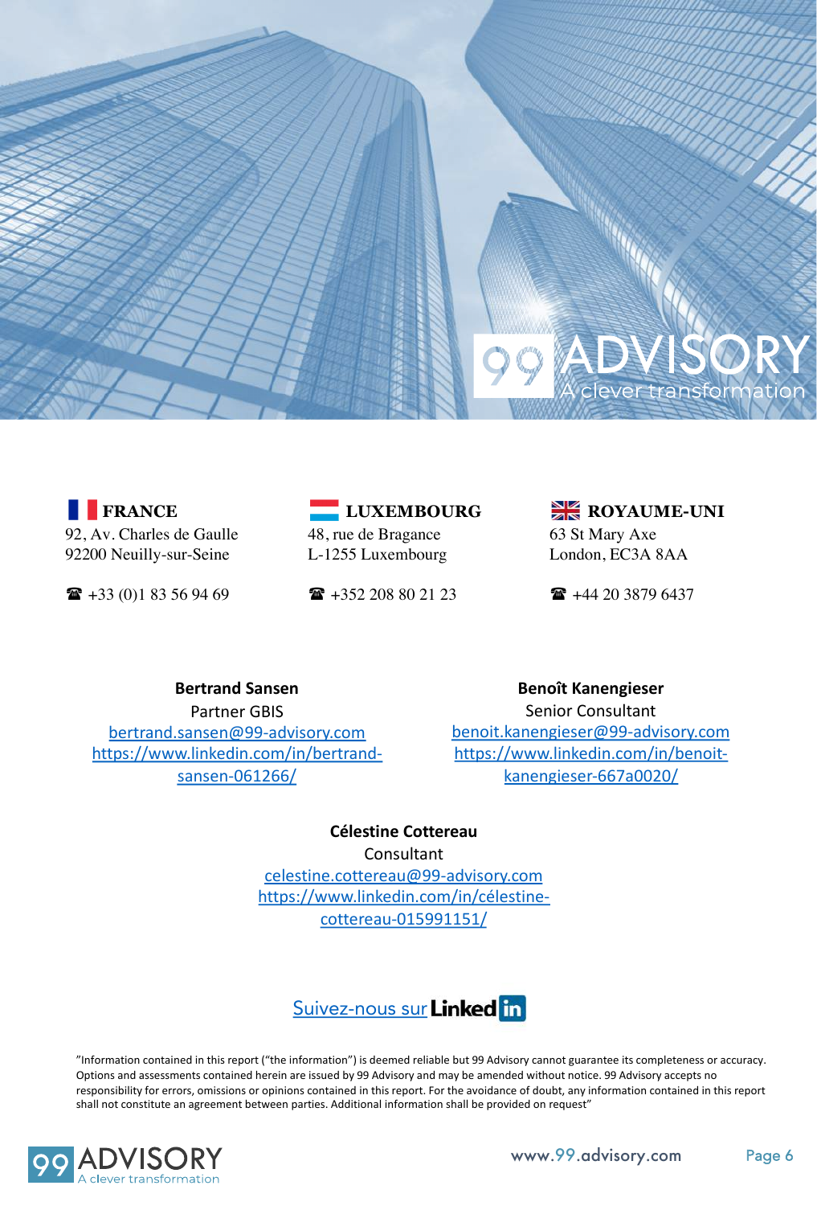99 ADVISORY
A clever transformation

**FRANCE**
92, Av. Charles de Gaulle
92200 Neuilly-sur-Seine

☎ +33 (0)1 83 56 94 69

**LUXEMBOURG**
48, rue de Bragance
L-1255 Luxembourg

☎ +352 208 80 21 23

**ROYAUME-UNI**
63 St Mary Axe
London, EC3A 8AA

☎ +44 20 3879 6437

**Bertrand Sansen**
Partner GBIS
bertrand.sansen@99-advisory.com
https://www.linkedin.com/in/bertrand-sansen-061266/

**Benoît Kanengieser**
Senior Consultant
benoit.kanengieser@99-advisory.com
https://www.linkedin.com/in/benoit-kanengieser-667a0020/

**Célestine Cottereau**
Consultant
celestine.cottereau@99-advisory.com
https://www.linkedin.com/in/célestine-cottereau-015991151/

Suivez-nous sur **LinkedIn**

"Information contained in this report ("the information") is deemed reliable but 99 Advisory cannot guarantee its completeness or accuracy. Options and assessments contained herein are issued by 99 Advisory and may be amended without notice. 99 Advisory accepts no responsibility for errors, omissions or opinions contained in this report. For the avoidance of doubt, any information contained in this report shall not constitute an agreement between parties. Additional information shall be provided on request"

99 ADVISORY
A clever transformation

www.99.advisory.com